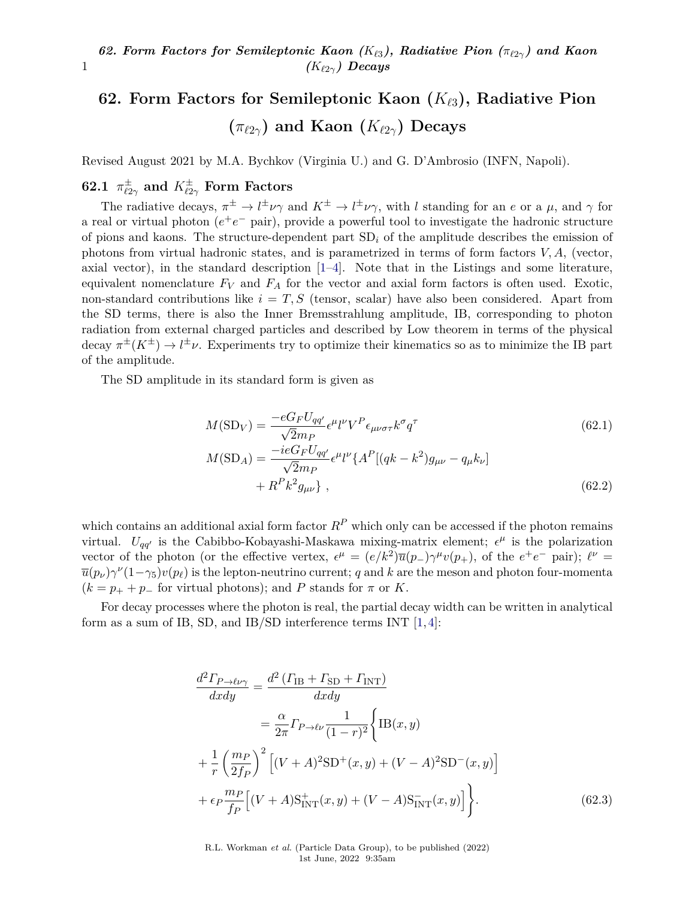# 62. Form Factors for Semileptonic Kaon ($K_{\ell 3}$), Radiative Pion ($\pi_{\ell 2\gamma}$) and Kaon ($K_{\ell 2\gamma}$) Decays

Revised August 2021 by M.A. Bychkov (Virginia U.) and G. D'Ambrosio (INFN, Napoli).

## 62.1 $\pi^{\pm}_{\ell 2\gamma}$ and $K^{\pm}_{\ell 2\gamma}$ Form Factors

The radiative decays, $\pi^{\pm} \to l^{\pm}\nu\gamma$ and $K^{\pm} \to l^{\pm}\nu\gamma$, with $l$ standing for an $e$ or a $\mu$, and $\gamma$ for a real or virtual photon ($e^+e^-$ pair), provide a powerful tool to investigate the hadronic structure of pions and kaons. The structure-dependent part $\mathrm{SD}_i$ of the amplitude describes the emission of photons from virtual hadronic states, and is parametrized in terms of form factors $V, A$, (vector, axial vector), in the standard description [1–4]. Note that in the Listings and some literature, equivalent nomenclature $F_V$ and $F_A$ for the vector and axial form factors is often used. Exotic, non-standard contributions like $i = T, S$ (tensor, scalar) have also been considered. Apart from the SD terms, there is also the Inner Bremsstrahlung amplitude, IB, corresponding to photon radiation from external charged particles and described by Low theorem in terms of the physical decay $\pi^{\pm}(K^{\pm}) \to l^{\pm}\nu$. Experiments try to optimize their kinematics so as to minimize the IB part of the amplitude.

The SD amplitude in its standard form is given as

$$M(\mathrm{SD}_V) = \frac{-eG_F U_{qq'}}{\sqrt{2}m_P}\epsilon^{\mu} l^{\nu} V^P \epsilon_{\mu\nu\sigma\tau} k^{\sigma} q^{\tau} \tag{62.1}$$

$$M(\mathrm{SD}_A) = \frac{-ieG_F U_{qq'}}{\sqrt{2}m_P}\epsilon^{\mu} l^{\nu} \{A^P[(qk - k^2)g_{\mu\nu} - q_{\mu}k_{\nu}] + R^P k^2 g_{\mu\nu}\}\ , \tag{62.2}$$

which contains an additional axial form factor $R^P$ which only can be accessed if the photon remains virtual. $U_{qq'}$ is the Cabibbo-Kobayashi-Maskawa mixing-matrix element; $\epsilon^{\mu}$ is the polarization vector of the photon (or the effective vertex, $\epsilon^{\mu} = (e/k^2)\overline{u}(p_-)\gamma^{\mu}v(p_+)$, of the $e^+e^-$ pair); $\ell^{\nu} = \overline{u}(p_{\nu})\gamma^{\nu}(1-\gamma_5)v(p_{\ell})$ is the lepton-neutrino current; $q$ and $k$ are the meson and photon four-momenta ($k = p_+ + p_-$ for virtual photons); and $P$ stands for $\pi$ or $K$.

For decay processes where the photon is real, the partial decay width can be written in analytical form as a sum of IB, SD, and IB/SD interference terms INT [1,4]:

$$\begin{aligned}
\frac{d^2\Gamma_{P\to\ell\nu\gamma}}{dxdy} &= \frac{d^2\left(\Gamma_{\mathrm{IB}} + \Gamma_{\mathrm{SD}} + \Gamma_{\mathrm{INT}}\right)}{dxdy} \\
&= \frac{\alpha}{2\pi}\Gamma_{P\to\ell\nu}\frac{1}{(1-r)^2}\Bigg\{\mathrm{IB}(x,y) \\
&+ \frac{1}{r}\left(\frac{m_P}{2f_P}\right)^2\Big[(V+A)^2\mathrm{SD}^+(x,y) + (V-A)^2\mathrm{SD}^-(x,y)\Big] \\
&+ \epsilon_P\frac{m_P}{f_P}\Big[(V+A)\mathrm{S}^+_{\mathrm{INT}}(x,y) + (V-A)\mathrm{S}^-_{\mathrm{INT}}(x,y)\Big]\Bigg\}.
\end{aligned} \tag{62.3}$$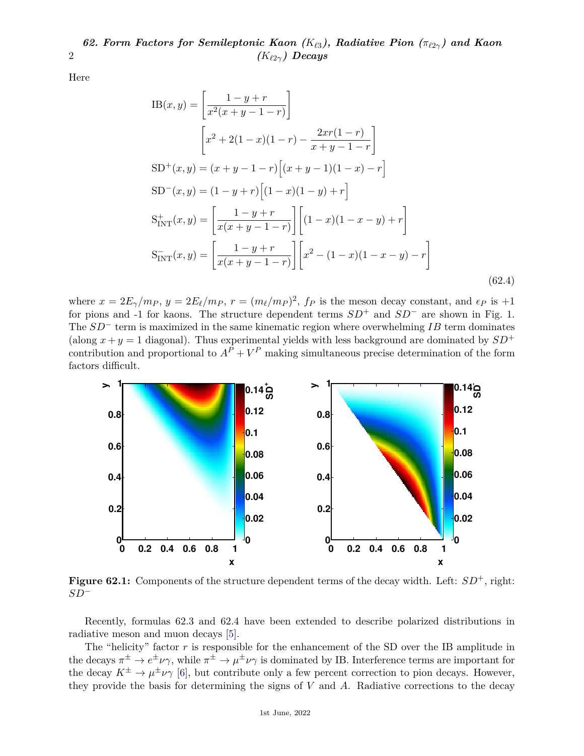Here

$$
\begin{aligned}
\mathrm{IB}(x,y) &= \left[\frac{1-y+r}{x^2(x+y-1-r)}\right] \\
&\quad \left[x^2+2(1-x)(1-r)-\frac{2xr(1-r)}{x+y-1-r}\right] \\
\mathrm{SD}^+(x,y) &= (x+y-1-r)\Big[(x+y-1)(1-x)-r\Big] \\
\mathrm{SD}^-(x,y) &= (1-y+r)\Big[(1-x)(1-y)+r\Big] \\
\mathrm{S}^+_{\mathrm{INT}}(x,y) &= \left[\frac{1-y+r}{x(x+y-1-r)}\right]\Big[(1-x)(1-x-y)+r\Big] \\
\mathrm{S}^-_{\mathrm{INT}}(x,y) &= \left[\frac{1-y+r}{x(x+y-1-r)}\right]\Big[x^2-(1-x)(1-x-y)-r\Big]
\end{aligned}
\tag{62.4}
$$

where $x = 2E_\gamma/m_P$, $y = 2E_\ell/m_P$, $r = (m_\ell/m_P)^2$, $f_P$ is the meson decay constant, and $\epsilon_P$ is +1 for pions and -1 for kaons. The structure dependent terms $SD^+$ and $SD^-$ are shown in Fig. 1. The $SD^-$ term is maximized in the same kinematic region where overwhelming $IB$ term dominates (along $x + y = 1$ diagonal). Thus experimental yields with less background are dominated by $SD^+$ contribution and proportional to $A^P + V^P$ making simultaneous precise determination of the form factors difficult.

**Figure 62.1:** Components of the structure dependent terms of the decay width. Left: $SD^+$, right: $SD^-$

Recently, formulas 62.3 and 62.4 have been extended to describe polarized distributions in radiative meson and muon decays [5].

The "helicity" factor $r$ is responsible for the enhancement of the SD over the IB amplitude in the decays $\pi^\pm \to e^\pm\nu\gamma$, while $\pi^\pm \to \mu^\pm\nu\gamma$ is dominated by IB. Interference terms are important for the decay $K^\pm \to \mu^\pm\nu\gamma$ [6], but contribute only a few percent correction to pion decays. However, they provide the basis for determining the signs of $V$ and $A$. Radiative corrections to the decay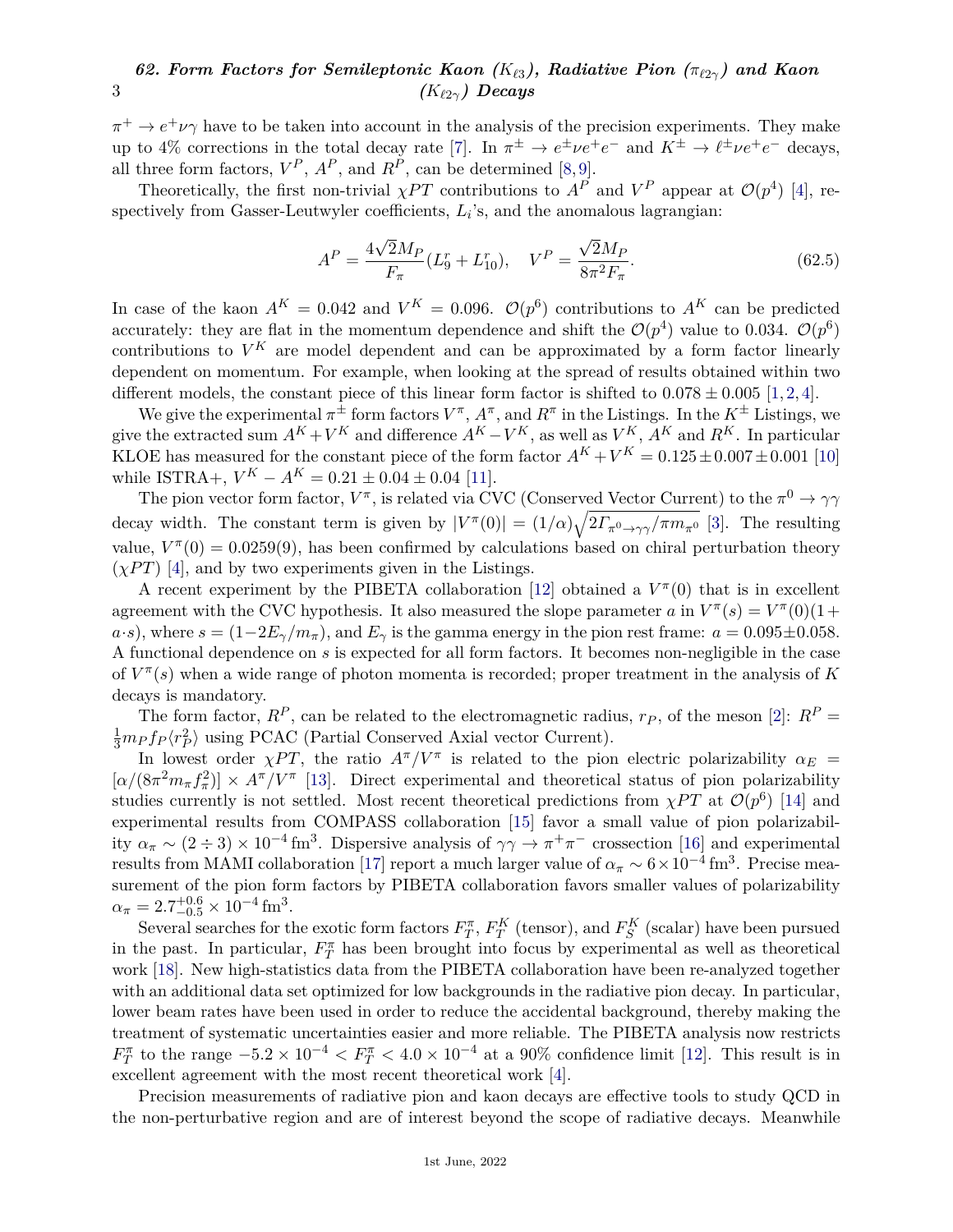$\pi^+ \to e^+\nu\gamma$ have to be taken into account in the analysis of the precision experiments. They make up to 4% corrections in the total decay rate [7]. In $\pi^\pm \to e^\pm\nu e^+e^-$ and $K^\pm \to \ell^\pm\nu e^+e^-$ decays, all three form factors, $V^P$, $A^P$, and $R^P$, can be determined [8,9].

Theoretically, the first non-trivial $\chi PT$ contributions to $A^P$ and $V^P$ appear at $\mathcal{O}(p^4)$ [4], respectively from Gasser-Leutwyler coefficients, $L_i$'s, and the anomalous lagrangian:

$$A^P = \frac{4\sqrt{2}M_P}{F_\pi}(L_9^r + L_{10}^r), \quad V^P = \frac{\sqrt{2}M_P}{8\pi^2 F_\pi}. \tag{62.5}$$

In case of the kaon $A^K = 0.042$ and $V^K = 0.096$. $\mathcal{O}(p^6)$ contributions to $A^K$ can be predicted accurately: they are flat in the momentum dependence and shift the $\mathcal{O}(p^4)$ value to 0.034. $\mathcal{O}(p^6)$ contributions to $V^K$ are model dependent and can be approximated by a form factor linearly dependent on momentum. For example, when looking at the spread of results obtained within two different models, the constant piece of this linear form factor is shifted to $0.078 \pm 0.005$ [1,2,4].

We give the experimental $\pi^\pm$ form factors $V^\pi$, $A^\pi$, and $R^\pi$ in the Listings. In the $K^\pm$ Listings, we give the extracted sum $A^K + V^K$ and difference $A^K - V^K$, as well as $V^K$, $A^K$ and $R^K$. In particular KLOE has measured for the constant piece of the form factor $A^K + V^K = 0.125 \pm 0.007 \pm 0.001$ [10] while ISTRA+, $V^K - A^K = 0.21 \pm 0.04 \pm 0.04$ [11].

The pion vector form factor, $V^\pi$, is related via CVC (Conserved Vector Current) to the $\pi^0 \to \gamma\gamma$ decay width. The constant term is given by $|V^\pi(0)| = (1/\alpha)\sqrt{2\Gamma_{\pi^0\to\gamma\gamma}/\pi m_{\pi^0}}$ [3]. The resulting value, $V^\pi(0) = 0.0259(9)$, has been confirmed by calculations based on chiral perturbation theory ($\chi PT$) [4], and by two experiments given in the Listings.

A recent experiment by the PIBETA collaboration [12] obtained a $V^\pi(0)$ that is in excellent agreement with the CVC hypothesis. It also measured the slope parameter $a$ in $V^\pi(s) = V^\pi(0)(1 + a\cdot s)$, where $s = (1 - 2E_\gamma/m_\pi)$, and $E_\gamma$ is the gamma energy in the pion rest frame: $a = 0.095 \pm 0.058$. A functional dependence on $s$ is expected for all form factors. It becomes non-negligible in the case of $V^\pi(s)$ when a wide range of photon momenta is recorded; proper treatment in the analysis of $K$ decays is mandatory.

The form factor, $R^P$, can be related to the electromagnetic radius, $r_P$, of the meson [2]: $R^P = \frac{1}{3} m_P f_P \langle r_P^2 \rangle$ using PCAC (Partial Conserved Axial vector Current).

In lowest order $\chi PT$, the ratio $A^\pi/V^\pi$ is related to the pion electric polarizability $\alpha_E = [\alpha/(8\pi^2 m_\pi f_\pi^2)] \times A^\pi/V^\pi$ [13]. Direct experimental and theoretical status of pion polarizability studies currently is not settled. Most recent theoretical predictions from $\chi PT$ at $\mathcal{O}(p^6)$ [14] and experimental results from COMPASS collaboration [15] favor a small value of pion polarizability $\alpha_\pi \sim (2 \div 3) \times 10^{-4}\,\mathrm{fm}^3$. Dispersive analysis of $\gamma\gamma \to \pi^+\pi^-$ crossection [16] and experimental results from MAMI collaboration [17] report a much larger value of $\alpha_\pi \sim 6 \times 10^{-4}\,\mathrm{fm}^3$. Precise measurement of the pion form factors by PIBETA collaboration favors smaller values of polarizability $\alpha_\pi = 2.7^{+0.6}_{-0.5} \times 10^{-4}\,\mathrm{fm}^3$.

Several searches for the exotic form factors $F_T^\pi$, $F_T^K$ (tensor), and $F_S^K$ (scalar) have been pursued in the past. In particular, $F_T^\pi$ has been brought into focus by experimental as well as theoretical work [18]. New high-statistics data from the PIBETA collaboration have been re-analyzed together with an additional data set optimized for low backgrounds in the radiative pion decay. In particular, lower beam rates have been used in order to reduce the accidental background, thereby making the treatment of systematic uncertainties easier and more reliable. The PIBETA analysis now restricts $F_T^\pi$ to the range $-5.2 \times 10^{-4} < F_T^\pi < 4.0 \times 10^{-4}$ at a 90% confidence limit [12]. This result is in excellent agreement with the most recent theoretical work [4].

Precision measurements of radiative pion and kaon decays are effective tools to study QCD in the non-perturbative region and are of interest beyond the scope of radiative decays. Meanwhile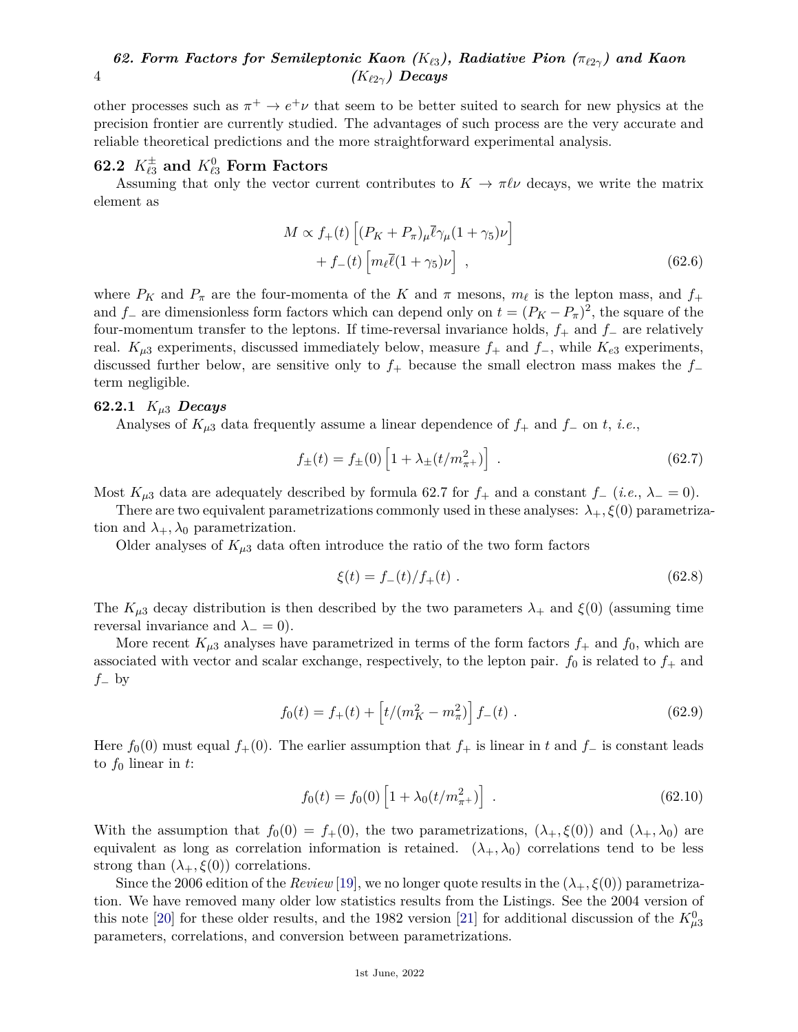other processes such as $\pi^+ \to e^+\nu$ that seem to be better suited to search for new physics at the precision frontier are currently studied. The advantages of such process are the very accurate and reliable theoretical predictions and the more straightforward experimental analysis.

## 62.2 $K^{\pm}_{\ell 3}$ and $K^0_{\ell 3}$ Form Factors

Assuming that only the vector current contributes to $K \to \pi\ell\nu$ decays, we write the matrix element as

$$M \propto f_+(t)\left[(P_K + P_\pi)_\mu \overline{\ell}\gamma_\mu(1+\gamma_5)\nu\right] + f_-(t)\left[m_\ell \overline{\ell}(1+\gamma_5)\nu\right] \;, \tag{62.6}$$

where $P_K$ and $P_\pi$ are the four-momenta of the $K$ and $\pi$ mesons, $m_\ell$ is the lepton mass, and $f_+$ and $f_-$ are dimensionless form factors which can depend only on $t = (P_K - P_\pi)^2$, the square of the four-momentum transfer to the leptons. If time-reversal invariance holds, $f_+$ and $f_-$ are relatively real. $K_{\mu 3}$ experiments, discussed immediately below, measure $f_+$ and $f_-$, while $K_{e3}$ experiments, discussed further below, are sensitive only to $f_+$ because the small electron mass makes the $f_-$ term negligible.

### 62.2.1 $K_{\mu 3}$ *Decays*

Analyses of $K_{\mu 3}$ data frequently assume a linear dependence of $f_+$ and $f_-$ on $t$, *i.e.*,

$$f_\pm(t) = f_\pm(0)\left[1 + \lambda_\pm(t/m^2_{\pi^+})\right] \;. \tag{62.7}$$

Most $K_{\mu 3}$ data are adequately described by formula 62.7 for $f_+$ and a constant $f_-$ (*i.e.*, $\lambda_- = 0$).

There are two equivalent parametrizations commonly used in these analyses: $\lambda_+, \xi(0)$ parametrization and $\lambda_+, \lambda_0$ parametrization.

Older analyses of $K_{\mu 3}$ data often introduce the ratio of the two form factors

$$\xi(t) = f_-(t)/f_+(t) \;. \tag{62.8}$$

The $K_{\mu 3}$ decay distribution is then described by the two parameters $\lambda_+$ and $\xi(0)$ (assuming time reversal invariance and $\lambda_- = 0$).

More recent $K_{\mu 3}$ analyses have parametrized in terms of the form factors $f_+$ and $f_0$, which are associated with vector and scalar exchange, respectively, to the lepton pair. $f_0$ is related to $f_+$ and $f_-$ by

$$f_0(t) = f_+(t) + \left[t/(m_K^2 - m_\pi^2)\right] f_-(t) \;. \tag{62.9}$$

Here $f_0(0)$ must equal $f_+(0)$. The earlier assumption that $f_+$ is linear in $t$ and $f_-$ is constant leads to $f_0$ linear in $t$:

$$f_0(t) = f_0(0)\left[1 + \lambda_0(t/m^2_{\pi^+})\right] \;. \tag{62.10}$$

With the assumption that $f_0(0) = f_+(0)$, the two parametrizations, $(\lambda_+, \xi(0))$ and $(\lambda_+, \lambda_0)$ are equivalent as long as correlation information is retained. $(\lambda_+, \lambda_0)$ correlations tend to be less strong than $(\lambda_+, \xi(0))$ correlations.

Since the 2006 edition of the *Review* [19], we no longer quote results in the $(\lambda_+, \xi(0))$ parametrization. We have removed many older low statistics results from the Listings. See the 2004 version of this note [20] for these older results, and the 1982 version [21] for additional discussion of the $K^0_{\mu 3}$ parameters, correlations, and conversion between parametrizations.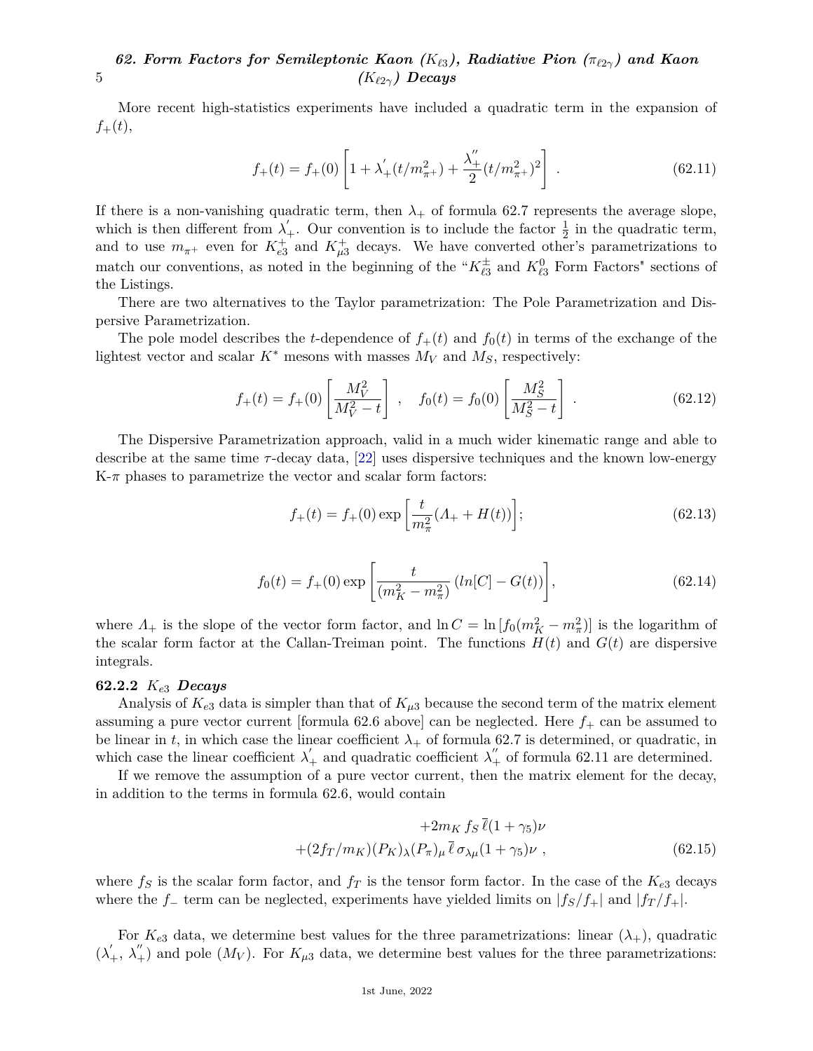More recent high-statistics experiments have included a quadratic term in the expansion of $f_+(t)$,

$$f_+(t) = f_+(0)\left[1 + \lambda_+^{'}(t/m_{\pi^+}^2) + \frac{\lambda_+^{''}}{2}(t/m_{\pi^+}^2)^2\right] \; . \tag{62.11}$$

If there is a non-vanishing quadratic term, then $\lambda_+$ of formula 62.7 represents the average slope, which is then different from $\lambda_+^{'}$. Our convention is to include the factor $\frac{1}{2}$ in the quadratic term, and to use $m_{\pi^+}$ even for $K_{e3}^+$ and $K_{\mu 3}^+$ decays. We have converted other's parametrizations to match our conventions, as noted in the beginning of the "$K_{\ell 3}^{\pm}$ and $K_{\ell 3}^0$ Form Factors" sections of the Listings.

There are two alternatives to the Taylor parametrization: The Pole Parametrization and Dispersive Parametrization.

The pole model describes the $t$-dependence of $f_+(t)$ and $f_0(t)$ in terms of the exchange of the lightest vector and scalar $K^*$ mesons with masses $M_V$ and $M_S$, respectively:

$$f_+(t) = f_+(0)\left[\frac{M_V^2}{M_V^2 - t}\right] \; , \quad f_0(t) = f_0(0)\left[\frac{M_S^2}{M_S^2 - t}\right] \; . \tag{62.12}$$

The Dispersive Parametrization approach, valid in a much wider kinematic range and able to describe at the same time $\tau$-decay data, [22] uses dispersive techniques and the known low-energy K-$\pi$ phases to parametrize the vector and scalar form factors:

$$f_+(t) = f_+(0)\exp\left[\frac{t}{m_\pi^2}(\Lambda_+ + H(t))\right]; \tag{62.13}$$

$$f_0(t) = f_+(0)\exp\left[\frac{t}{(m_K^2 - m_\pi^2)}\,(ln[C] - G(t))\right], \tag{62.14}$$

where $\Lambda_+$ is the slope of the vector form factor, and $\ln C = \ln\left[f_0(m_K^2 - m_\pi^2)\right]$ is the logarithm of the scalar form factor at the Callan-Treiman point. The functions $H(t)$ and $G(t)$ are dispersive integrals.

### 62.2.2 $K_{e3}$ *Decays*

Analysis of $K_{e3}$ data is simpler than that of $K_{\mu 3}$ because the second term of the matrix element assuming a pure vector current [formula 62.6 above] can be neglected. Here $f_+$ can be assumed to be linear in $t$, in which case the linear coefficient $\lambda_+$ of formula 62.7 is determined, or quadratic, in which case the linear coefficient $\lambda_+^{'}$ and quadratic coefficient $\lambda_+^{''}$ of formula 62.11 are determined.

If we remove the assumption of a pure vector current, then the matrix element for the decay, in addition to the terms in formula 62.6, would contain

$$\begin{aligned} &+2m_K\, f_S\, \overline{\ell}(1+\gamma_5)\nu \\ +&(2f_T/m_K)(P_K)_\lambda (P_\pi)_\mu\, \overline{\ell}\,\sigma_{\lambda\mu}(1+\gamma_5)\nu \; , \end{aligned} \tag{62.15}$$

where $f_S$ is the scalar form factor, and $f_T$ is the tensor form factor. In the case of the $K_{e3}$ decays where the $f_-$ term can be neglected, experiments have yielded limits on $|f_S/f_+|$ and $|f_T/f_+|$.

For $K_{e3}$ data, we determine best values for the three parametrizations: linear ($\lambda_+$), quadratic ($\lambda_+^{'}$, $\lambda_+^{''}$) and pole ($M_V$). For $K_{\mu 3}$ data, we determine best values for the three parametrizations: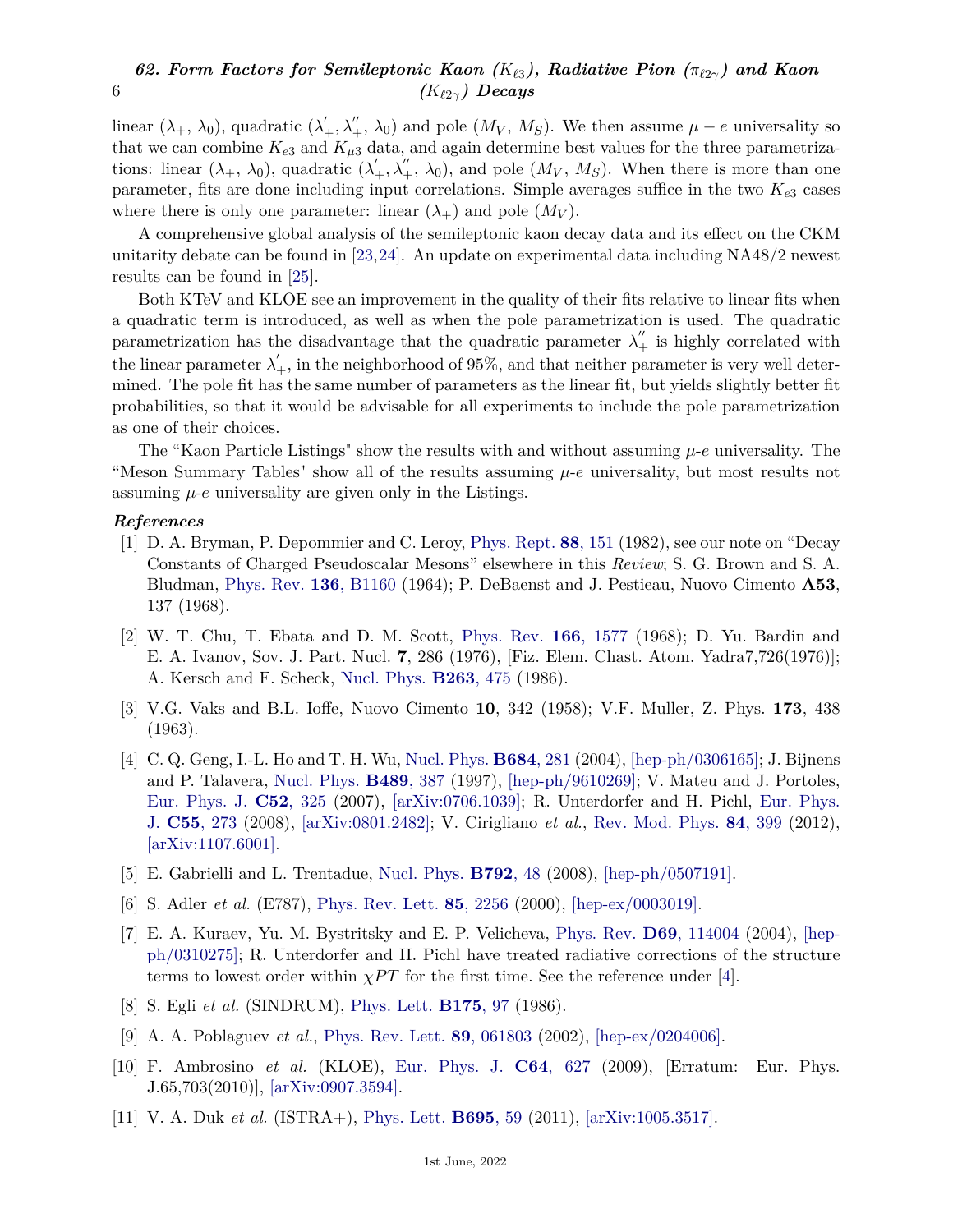linear ($\lambda_+$, $\lambda_0$), quadratic ($\lambda'_+, \lambda''_+$, $\lambda_0$) and pole ($M_V$, $M_S$). We then assume $\mu - e$ universality so that we can combine $K_{e3}$ and $K_{\mu 3}$ data, and again determine best values for the three parametrizations: linear ($\lambda_+$, $\lambda_0$), quadratic ($\lambda'_+, \lambda''_+$, $\lambda_0$), and pole ($M_V$, $M_S$). When there is more than one parameter, fits are done including input correlations. Simple averages suffice in the two $K_{e3}$ cases where there is only one parameter: linear ($\lambda_+$) and pole ($M_V$).

A comprehensive global analysis of the semileptonic kaon decay data and its effect on the CKM unitarity debate can be found in [23,24]. An update on experimental data including NA48/2 newest results can be found in [25].

Both KTeV and KLOE see an improvement in the quality of their fits relative to linear fits when a quadratic term is introduced, as well as when the pole parametrization is used. The quadratic parametrization has the disadvantage that the quadratic parameter $\lambda''_+$ is highly correlated with the linear parameter $\lambda'_+$, in the neighborhood of 95%, and that neither parameter is very well determined. The pole fit has the same number of parameters as the linear fit, but yields slightly better fit probabilities, so that it would be advisable for all experiments to include the pole parametrization as one of their choices.

The "Kaon Particle Listings" show the results with and without assuming $\mu$-$e$ universality. The "Meson Summary Tables" show all of the results assuming $\mu$-$e$ universality, but most results not assuming $\mu$-$e$ universality are given only in the Listings.

### *References*

[1] D. A. Bryman, P. Depommier and C. Leroy, Phys. Rept. **88**, 151 (1982), see our note on "Decay Constants of Charged Pseudoscalar Mesons" elsewhere in this *Review*; S. G. Brown and S. A. Bludman, Phys. Rev. **136**, B1160 (1964); P. DeBaenst and J. Pestieau, Nuovo Cimento **A53**, 137 (1968).

[2] W. T. Chu, T. Ebata and D. M. Scott, Phys. Rev. **166**, 1577 (1968); D. Yu. Bardin and E. A. Ivanov, Sov. J. Part. Nucl. **7**, 286 (1976), [Fiz. Elem. Chast. Atom. Yadra7,726(1976)]; A. Kersch and F. Scheck, Nucl. Phys. **B263**, 475 (1986).

[3] V.G. Vaks and B.L. Ioffe, Nuovo Cimento **10**, 342 (1958); V.F. Muller, Z. Phys. **173**, 438 (1963).

[4] C. Q. Geng, I.-L. Ho and T. H. Wu, Nucl. Phys. **B684**, 281 (2004), [hep-ph/0306165]; J. Bijnens and P. Talavera, Nucl. Phys. **B489**, 387 (1997), [hep-ph/9610269]; V. Mateu and J. Portoles, Eur. Phys. J. **C52**, 325 (2007), [arXiv:0706.1039]; R. Unterdorfer and H. Pichl, Eur. Phys. J. **C55**, 273 (2008), [arXiv:0801.2482]; V. Cirigliano *et al.*, Rev. Mod. Phys. **84**, 399 (2012), [arXiv:1107.6001].

[5] E. Gabrielli and L. Trentadue, Nucl. Phys. **B792**, 48 (2008), [hep-ph/0507191].

[6] S. Adler *et al.* (E787), Phys. Rev. Lett. **85**, 2256 (2000), [hep-ex/0003019].

[7] E. A. Kuraev, Yu. M. Bystritsky and E. P. Velicheva, Phys. Rev. **D69**, 114004 (2004), [hep-ph/0310275]; R. Unterdorfer and H. Pichl have treated radiative corrections of the structure terms to lowest order within $\chi PT$ for the first time. See the reference under [4].

[8] S. Egli *et al.* (SINDRUM), Phys. Lett. **B175**, 97 (1986).

[9] A. A. Poblaguev *et al.*, Phys. Rev. Lett. **89**, 061803 (2002), [hep-ex/0204006].

[10] F. Ambrosino *et al.* (KLOE), Eur. Phys. J. **C64**, 627 (2009), [Erratum: Eur. Phys. J.65,703(2010)], [arXiv:0907.3594].

[11] V. A. Duk *et al.* (ISTRA+), Phys. Lett. **B695**, 59 (2011), [arXiv:1005.3517].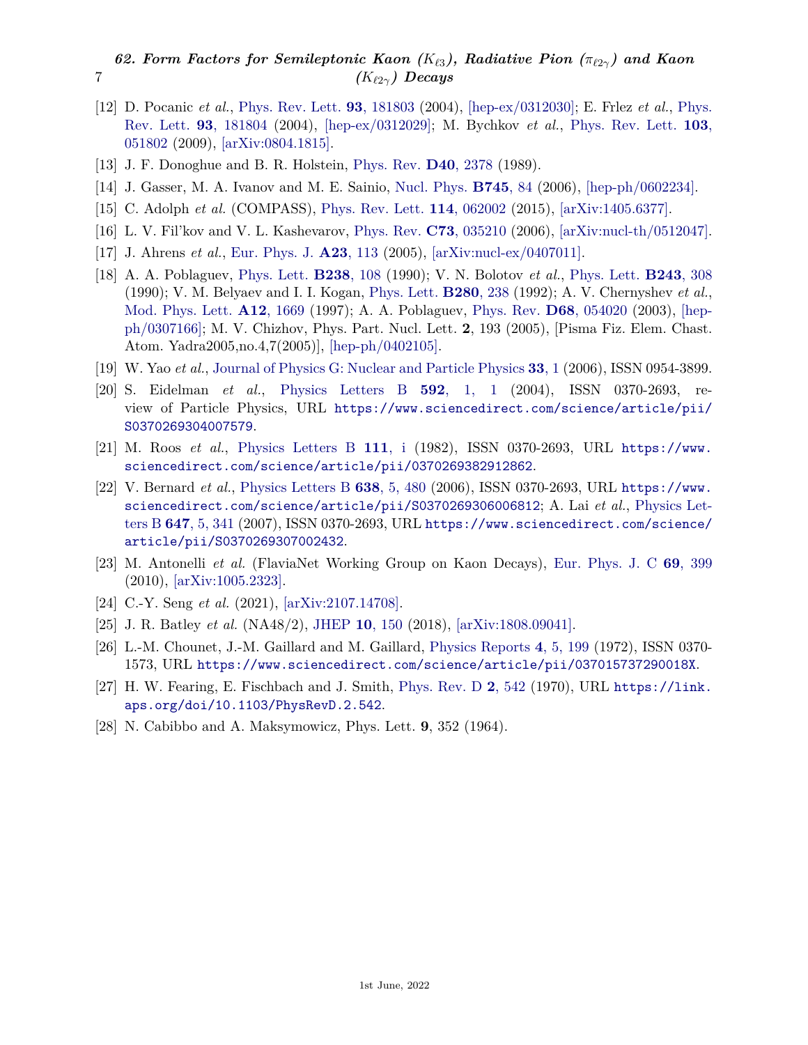[12] D. Pocanic *et al.*, Phys. Rev. Lett. **93**, 181803 (2004), [hep-ex/0312030]; E. Frlez *et al.*, Phys. Rev. Lett. **93**, 181804 (2004), [hep-ex/0312029]; M. Bychkov *et al.*, Phys. Rev. Lett. **103**, 051802 (2009), [arXiv:0804.1815].

[13] J. F. Donoghue and B. R. Holstein, Phys. Rev. **D40**, 2378 (1989).

[14] J. Gasser, M. A. Ivanov and M. E. Sainio, Nucl. Phys. **B745**, 84 (2006), [hep-ph/0602234].

[15] C. Adolph *et al.* (COMPASS), Phys. Rev. Lett. **114**, 062002 (2015), [arXiv:1405.6377].

[16] L. V. Fil'kov and V. L. Kashevarov, Phys. Rev. **C73**, 035210 (2006), [arXiv:nucl-th/0512047].

[17] J. Ahrens *et al.*, Eur. Phys. J. **A23**, 113 (2005), [arXiv:nucl-ex/0407011].

[18] A. A. Poblaguev, Phys. Lett. **B238**, 108 (1990); V. N. Bolotov *et al.*, Phys. Lett. **B243**, 308 (1990); V. M. Belyaev and I. I. Kogan, Phys. Lett. **B280**, 238 (1992); A. V. Chernyshev *et al.*, Mod. Phys. Lett. **A12**, 1669 (1997); A. A. Poblaguev, Phys. Rev. **D68**, 054020 (2003), [hep-ph/0307166]; M. V. Chizhov, Phys. Part. Nucl. Lett. **2**, 193 (2005), [Pisma Fiz. Elem. Chast. Atom. Yadra2005,no.4,7(2005)], [hep-ph/0402105].

[19] W. Yao *et al.*, Journal of Physics G: Nuclear and Particle Physics **33**, 1 (2006), ISSN 0954-3899.

[20] S. Eidelman *et al.*, Physics Letters B **592**, 1, 1 (2004), ISSN 0370-2693, review of Particle Physics, URL https://www.sciencedirect.com/science/article/pii/S0370269304007579.

[21] M. Roos *et al.*, Physics Letters B **111**, i (1982), ISSN 0370-2693, URL https://www.sciencedirect.com/science/article/pii/0370269382912862.

[22] V. Bernard *et al.*, Physics Letters B **638**, 5, 480 (2006), ISSN 0370-2693, URL https://www.sciencedirect.com/science/article/pii/S0370269306006812; A. Lai *et al.*, Physics Letters B **647**, 5, 341 (2007), ISSN 0370-2693, URL https://www.sciencedirect.com/science/article/pii/S0370269307002432.

[23] M. Antonelli *et al.* (FlaviaNet Working Group on Kaon Decays), Eur. Phys. J. C **69**, 399 (2010), [arXiv:1005.2323].

[24] C.-Y. Seng *et al.* (2021), [arXiv:2107.14708].

[25] J. R. Batley *et al.* (NA48/2), JHEP **10**, 150 (2018), [arXiv:1808.09041].

[26] L.-M. Chounet, J.-M. Gaillard and M. Gaillard, Physics Reports **4**, 5, 199 (1972), ISSN 0370-1573, URL https://www.sciencedirect.com/science/article/pii/037015737290018X.

[27] H. W. Fearing, E. Fischbach and J. Smith, Phys. Rev. D **2**, 542 (1970), URL https://link.aps.org/doi/10.1103/PhysRevD.2.542.

[28] N. Cabibbo and A. Maksymowicz, Phys. Lett. **9**, 352 (1964).